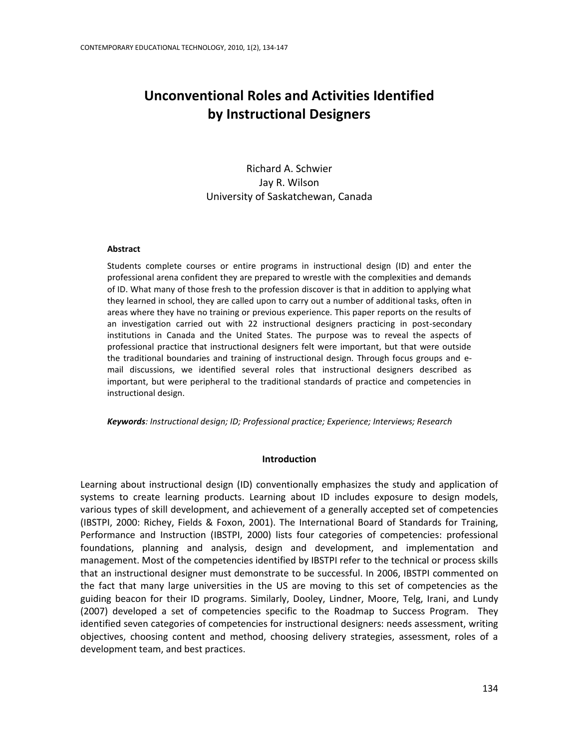# Unconventional Roles and Activities Identified by Instructional Designers

Richard A. Schwier
Jay R. Wilson
University of Saskatchewan, Canada

**Abstract**

Students complete courses or entire programs in instructional design (ID) and enter the professional arena confident they are prepared to wrestle with the complexities and demands of ID. What many of those fresh to the profession discover is that in addition to applying what they learned in school, they are called upon to carry out a number of additional tasks, often in areas where they have no training or previous experience. This paper reports on the results of an investigation carried out with 22 instructional designers practicing in post-secondary institutions in Canada and the United States. The purpose was to reveal the aspects of professional practice that instructional designers felt were important, but that were outside the traditional boundaries and training of instructional design. Through focus groups and e-mail discussions, we identified several roles that instructional designers described as important, but were peripheral to the traditional standards of practice and competencies in instructional design.

***Keywords**: Instructional design; ID; Professional practice; Experience; Interviews; Research*

## Introduction

Learning about instructional design (ID) conventionally emphasizes the study and application of systems to create learning products. Learning about ID includes exposure to design models, various types of skill development, and achievement of a generally accepted set of competencies (IBSTPI, 2000: Richey, Fields & Foxon, 2001). The International Board of Standards for Training, Performance and Instruction (IBSTPI, 2000) lists four categories of competencies: professional foundations, planning and analysis, design and development, and implementation and management. Most of the competencies identified by IBSTPI refer to the technical or process skills that an instructional designer must demonstrate to be successful. In 2006, IBSTPI commented on the fact that many large universities in the US are moving to this set of competencies as the guiding beacon for their ID programs. Similarly, Dooley, Lindner, Moore, Telg, Irani, and Lundy (2007) developed a set of competencies specific to the Roadmap to Success Program. They identified seven categories of competencies for instructional designers: needs assessment, writing objectives, choosing content and method, choosing delivery strategies, assessment, roles of a development team, and best practices.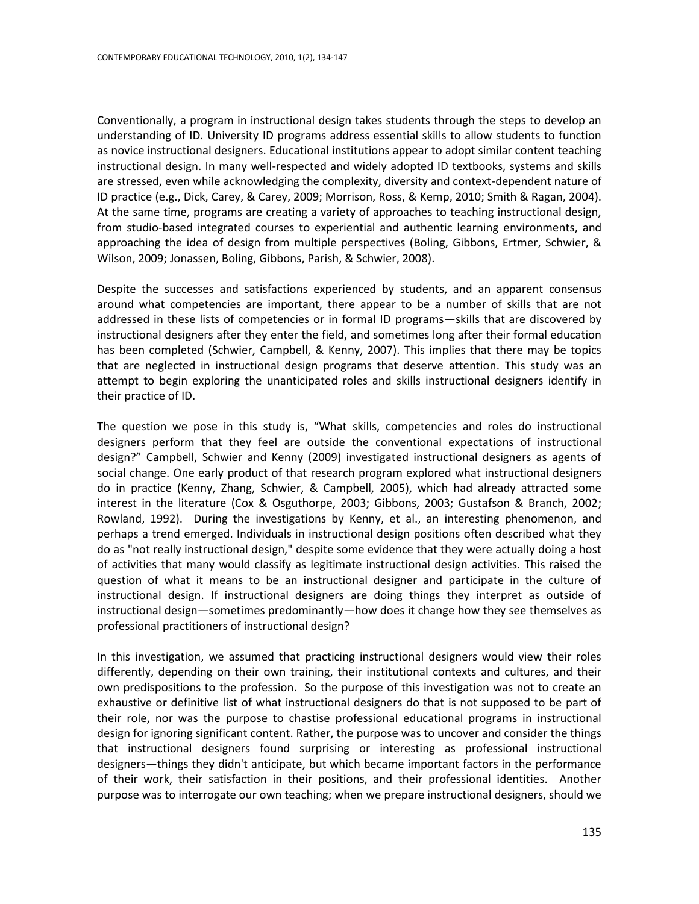Conventionally, a program in instructional design takes students through the steps to develop an understanding of ID. University ID programs address essential skills to allow students to function as novice instructional designers. Educational institutions appear to adopt similar content teaching instructional design. In many well-respected and widely adopted ID textbooks, systems and skills are stressed, even while acknowledging the complexity, diversity and context-dependent nature of ID practice (e.g., Dick, Carey, & Carey, 2009; Morrison, Ross, & Kemp, 2010; Smith & Ragan, 2004). At the same time, programs are creating a variety of approaches to teaching instructional design, from studio-based integrated courses to experiential and authentic learning environments, and approaching the idea of design from multiple perspectives (Boling, Gibbons, Ertmer, Schwier, & Wilson, 2009; Jonassen, Boling, Gibbons, Parish, & Schwier, 2008).

Despite the successes and satisfactions experienced by students, and an apparent consensus around what competencies are important, there appear to be a number of skills that are not addressed in these lists of competencies or in formal ID programs—skills that are discovered by instructional designers after they enter the field, and sometimes long after their formal education has been completed (Schwier, Campbell, & Kenny, 2007). This implies that there may be topics that are neglected in instructional design programs that deserve attention. This study was an attempt to begin exploring the unanticipated roles and skills instructional designers identify in their practice of ID.

The question we pose in this study is, "What skills, competencies and roles do instructional designers perform that they feel are outside the conventional expectations of instructional design?" Campbell, Schwier and Kenny (2009) investigated instructional designers as agents of social change. One early product of that research program explored what instructional designers do in practice (Kenny, Zhang, Schwier, & Campbell, 2005), which had already attracted some interest in the literature (Cox & Osguthorpe, 2003; Gibbons, 2003; Gustafson & Branch, 2002; Rowland, 1992). During the investigations by Kenny, et al., an interesting phenomenon, and perhaps a trend emerged. Individuals in instructional design positions often described what they do as "not really instructional design," despite some evidence that they were actually doing a host of activities that many would classify as legitimate instructional design activities. This raised the question of what it means to be an instructional designer and participate in the culture of instructional design. If instructional designers are doing things they interpret as outside of instructional design—sometimes predominantly—how does it change how they see themselves as professional practitioners of instructional design?

In this investigation, we assumed that practicing instructional designers would view their roles differently, depending on their own training, their institutional contexts and cultures, and their own predispositions to the profession. So the purpose of this investigation was not to create an exhaustive or definitive list of what instructional designers do that is not supposed to be part of their role, nor was the purpose to chastise professional educational programs in instructional design for ignoring significant content. Rather, the purpose was to uncover and consider the things that instructional designers found surprising or interesting as professional instructional designers—things they didn't anticipate, but which became important factors in the performance of their work, their satisfaction in their positions, and their professional identities. Another purpose was to interrogate our own teaching; when we prepare instructional designers, should we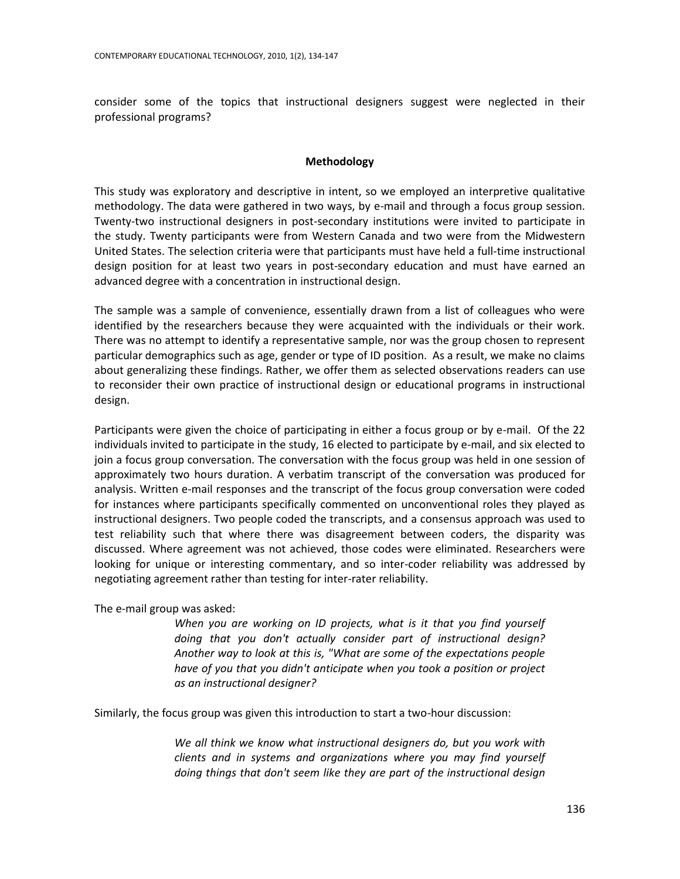consider some of the topics that instructional designers suggest were neglected in their professional programs?

## Methodology

This study was exploratory and descriptive in intent, so we employed an interpretive qualitative methodology. The data were gathered in two ways, by e-mail and through a focus group session. Twenty-two instructional designers in post-secondary institutions were invited to participate in the study. Twenty participants were from Western Canada and two were from the Midwestern United States. The selection criteria were that participants must have held a full-time instructional design position for at least two years in post-secondary education and must have earned an advanced degree with a concentration in instructional design.

The sample was a sample of convenience, essentially drawn from a list of colleagues who were identified by the researchers because they were acquainted with the individuals or their work. There was no attempt to identify a representative sample, nor was the group chosen to represent particular demographics such as age, gender or type of ID position. As a result, we make no claims about generalizing these findings. Rather, we offer them as selected observations readers can use to reconsider their own practice of instructional design or educational programs in instructional design.

Participants were given the choice of participating in either a focus group or by e-mail. Of the 22 individuals invited to participate in the study, 16 elected to participate by e-mail, and six elected to join a focus group conversation. The conversation with the focus group was held in one session of approximately two hours duration. A verbatim transcript of the conversation was produced for analysis. Written e-mail responses and the transcript of the focus group conversation were coded for instances where participants specifically commented on unconventional roles they played as instructional designers. Two people coded the transcripts, and a consensus approach was used to test reliability such that where there was disagreement between coders, the disparity was discussed. Where agreement was not achieved, those codes were eliminated. Researchers were looking for unique or interesting commentary, and so inter-coder reliability was addressed by negotiating agreement rather than testing for inter-rater reliability.

The e-mail group was asked:

> *When you are working on ID projects, what is it that you find yourself doing that you don't actually consider part of instructional design? Another way to look at this is, "What are some of the expectations people have of you that you didn't anticipate when you took a position or project as an instructional designer?*

Similarly, the focus group was given this introduction to start a two-hour discussion:

> *We all think we know what instructional designers do, but you work with clients and in systems and organizations where you may find yourself doing things that don't seem like they are part of the instructional design*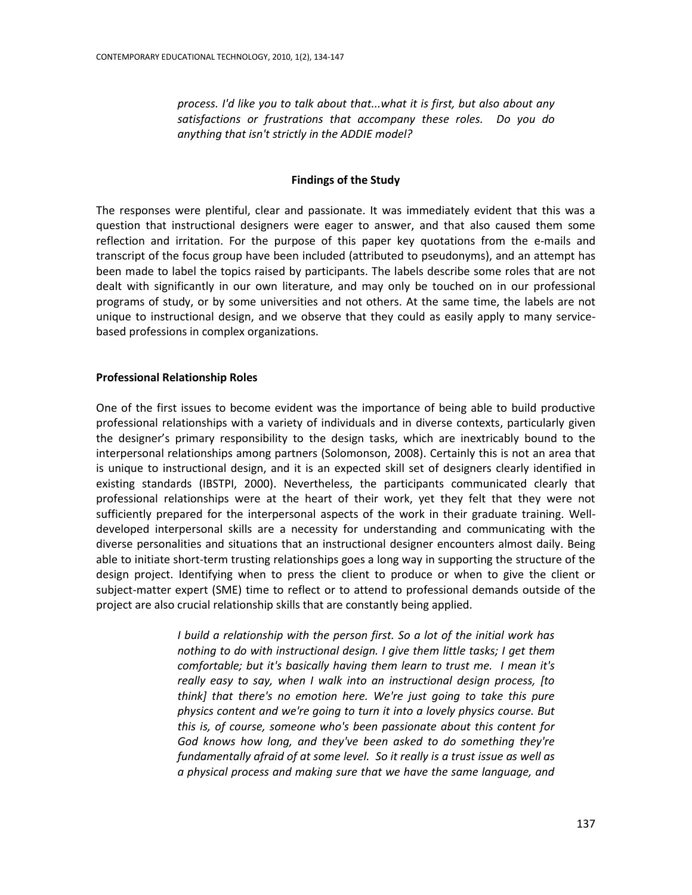*process. I'd like you to talk about that...what it is first, but also about any satisfactions or frustrations that accompany these roles. Do you do anything that isn't strictly in the ADDIE model?*

## Findings of the Study

The responses were plentiful, clear and passionate. It was immediately evident that this was a question that instructional designers were eager to answer, and that also caused them some reflection and irritation. For the purpose of this paper key quotations from the e-mails and transcript of the focus group have been included (attributed to pseudonyms), and an attempt has been made to label the topics raised by participants. The labels describe some roles that are not dealt with significantly in our own literature, and may only be touched on in our professional programs of study, or by some universities and not others. At the same time, the labels are not unique to instructional design, and we observe that they could as easily apply to many service-based professions in complex organizations.

### Professional Relationship Roles

One of the first issues to become evident was the importance of being able to build productive professional relationships with a variety of individuals and in diverse contexts, particularly given the designer's primary responsibility to the design tasks, which are inextricably bound to the interpersonal relationships among partners (Solomonson, 2008). Certainly this is not an area that is unique to instructional design, and it is an expected skill set of designers clearly identified in existing standards (IBSTPI, 2000). Nevertheless, the participants communicated clearly that professional relationships were at the heart of their work, yet they felt that they were not sufficiently prepared for the interpersonal aspects of the work in their graduate training. Well-developed interpersonal skills are a necessity for understanding and communicating with the diverse personalities and situations that an instructional designer encounters almost daily. Being able to initiate short-term trusting relationships goes a long way in supporting the structure of the design project. Identifying when to press the client to produce or when to give the client or subject-matter expert (SME) time to reflect or to attend to professional demands outside of the project are also crucial relationship skills that are constantly being applied.

> *I build a relationship with the person first. So a lot of the initial work has nothing to do with instructional design. I give them little tasks; I get them comfortable; but it's basically having them learn to trust me. I mean it's really easy to say, when I walk into an instructional design process, [to think] that there's no emotion here. We're just going to take this pure physics content and we're going to turn it into a lovely physics course. But this is, of course, someone who's been passionate about this content for God knows how long, and they've been asked to do something they're fundamentally afraid of at some level. So it really is a trust issue as well as a physical process and making sure that we have the same language, and*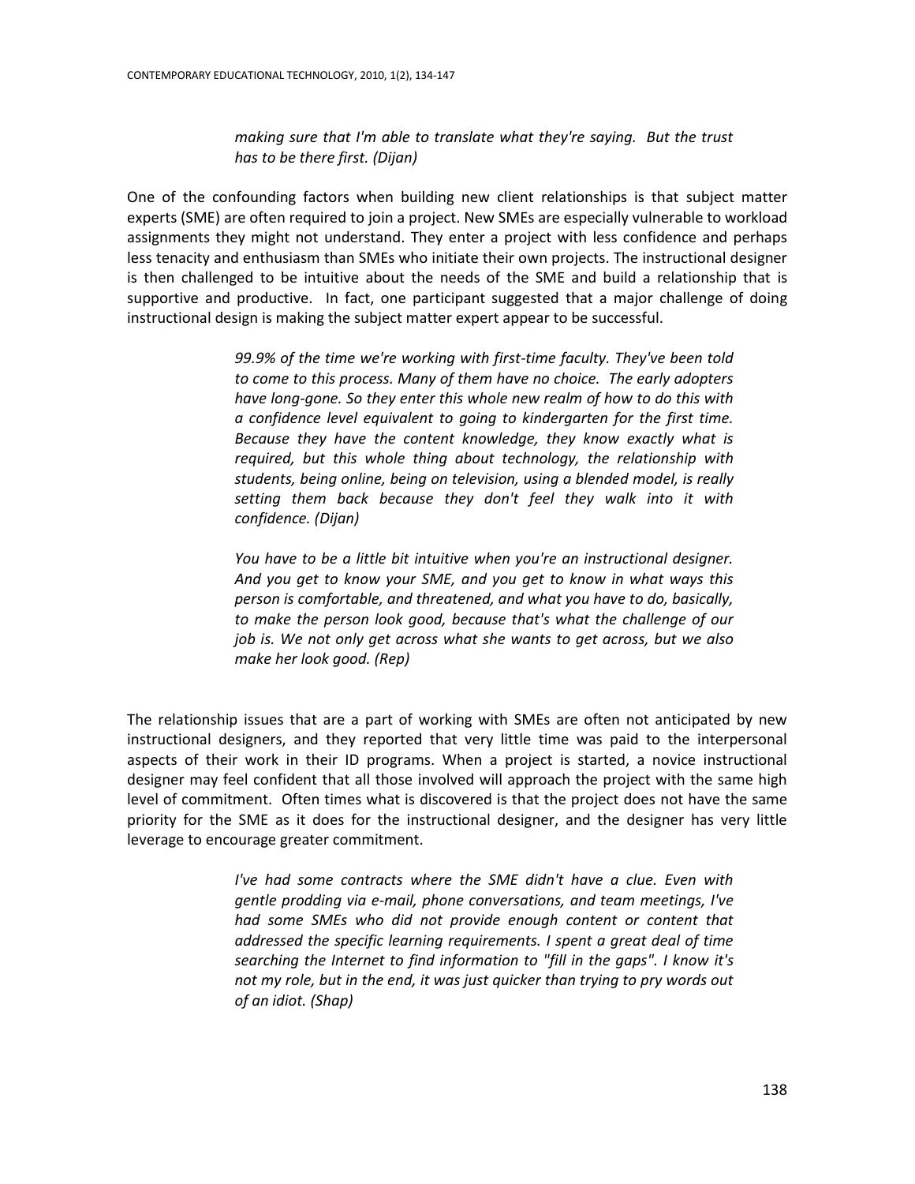> *making sure that I'm able to translate what they're saying. But the trust has to be there first. (Dijan)*

One of the confounding factors when building new client relationships is that subject matter experts (SME) are often required to join a project. New SMEs are especially vulnerable to workload assignments they might not understand. They enter a project with less confidence and perhaps less tenacity and enthusiasm than SMEs who initiate their own projects. The instructional designer is then challenged to be intuitive about the needs of the SME and build a relationship that is supportive and productive. In fact, one participant suggested that a major challenge of doing instructional design is making the subject matter expert appear to be successful.

> *99.9% of the time we're working with first-time faculty. They've been told to come to this process. Many of them have no choice. The early adopters have long-gone. So they enter this whole new realm of how to do this with a confidence level equivalent to going to kindergarten for the first time. Because they have the content knowledge, they know exactly what is required, but this whole thing about technology, the relationship with students, being online, being on television, using a blended model, is really setting them back because they don't feel they walk into it with confidence. (Dijan)*

> *You have to be a little bit intuitive when you're an instructional designer. And you get to know your SME, and you get to know in what ways this person is comfortable, and threatened, and what you have to do, basically, to make the person look good, because that's what the challenge of our job is. We not only get across what she wants to get across, but we also make her look good. (Rep)*

The relationship issues that are a part of working with SMEs are often not anticipated by new instructional designers, and they reported that very little time was paid to the interpersonal aspects of their work in their ID programs. When a project is started, a novice instructional designer may feel confident that all those involved will approach the project with the same high level of commitment. Often times what is discovered is that the project does not have the same priority for the SME as it does for the instructional designer, and the designer has very little leverage to encourage greater commitment.

> *I've had some contracts where the SME didn't have a clue. Even with gentle prodding via e-mail, phone conversations, and team meetings, I've had some SMEs who did not provide enough content or content that addressed the specific learning requirements. I spent a great deal of time searching the Internet to find information to "fill in the gaps". I know it's not my role, but in the end, it was just quicker than trying to pry words out of an idiot. (Shap)*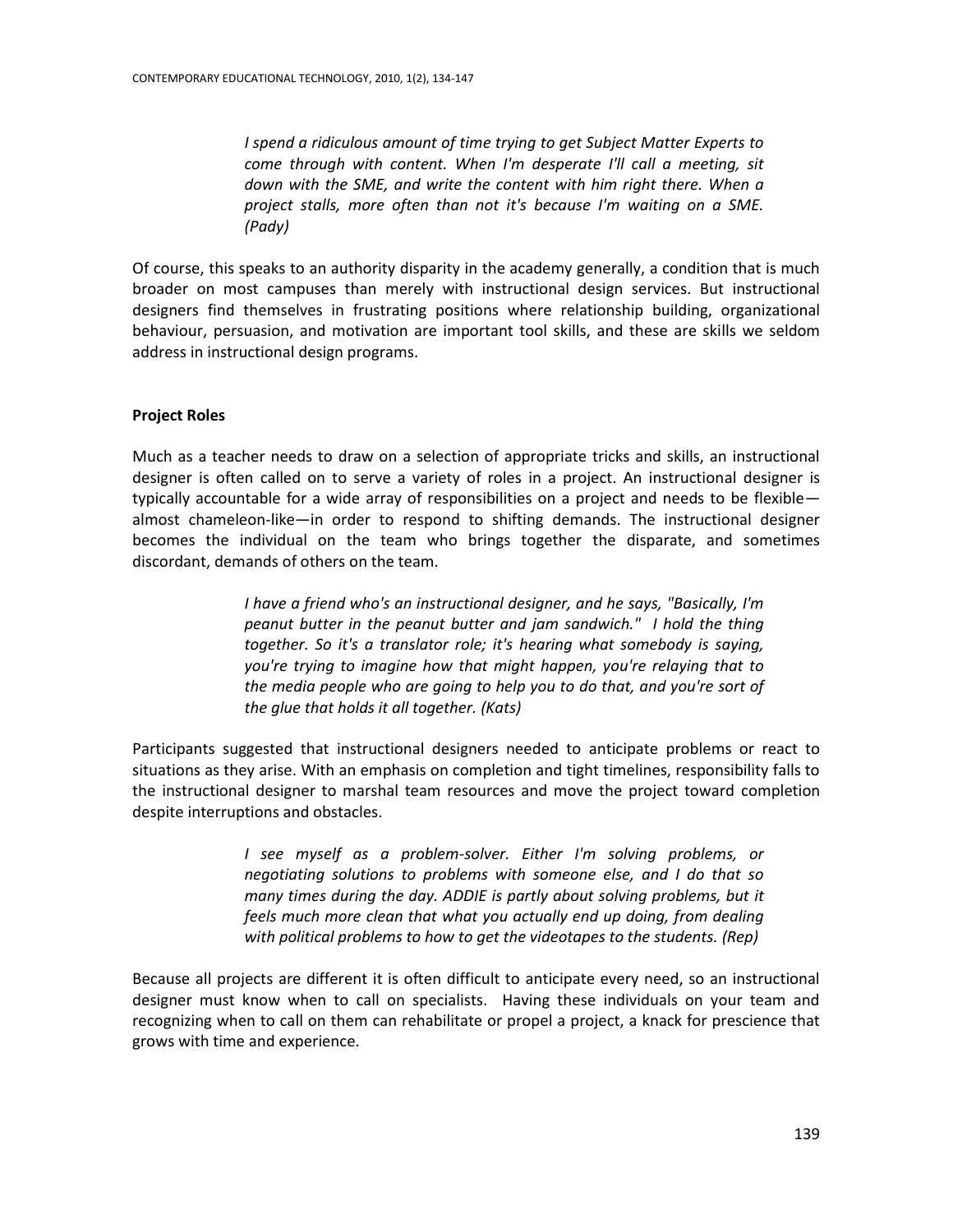> *I spend a ridiculous amount of time trying to get Subject Matter Experts to come through with content. When I'm desperate I'll call a meeting, sit down with the SME, and write the content with him right there. When a project stalls, more often than not it's because I'm waiting on a SME. (Pady)*

Of course, this speaks to an authority disparity in the academy generally, a condition that is much broader on most campuses than merely with instructional design services. But instructional designers find themselves in frustrating positions where relationship building, organizational behaviour, persuasion, and motivation are important tool skills, and these are skills we seldom address in instructional design programs.

**Project Roles**

Much as a teacher needs to draw on a selection of appropriate tricks and skills, an instructional designer is often called on to serve a variety of roles in a project. An instructional designer is typically accountable for a wide array of responsibilities on a project and needs to be flexible—almost chameleon-like—in order to respond to shifting demands. The instructional designer becomes the individual on the team who brings together the disparate, and sometimes discordant, demands of others on the team.

> *I have a friend who's an instructional designer, and he says, "Basically, I'm peanut butter in the peanut butter and jam sandwich." I hold the thing together. So it's a translator role; it's hearing what somebody is saying, you're trying to imagine how that might happen, you're relaying that to the media people who are going to help you to do that, and you're sort of the glue that holds it all together. (Kats)*

Participants suggested that instructional designers needed to anticipate problems or react to situations as they arise. With an emphasis on completion and tight timelines, responsibility falls to the instructional designer to marshal team resources and move the project toward completion despite interruptions and obstacles.

> *I see myself as a problem-solver. Either I'm solving problems, or negotiating solutions to problems with someone else, and I do that so many times during the day. ADDIE is partly about solving problems, but it feels much more clean that what you actually end up doing, from dealing with political problems to how to get the videotapes to the students. (Rep)*

Because all projects are different it is often difficult to anticipate every need, so an instructional designer must know when to call on specialists. Having these individuals on your team and recognizing when to call on them can rehabilitate or propel a project, a knack for prescience that grows with time and experience.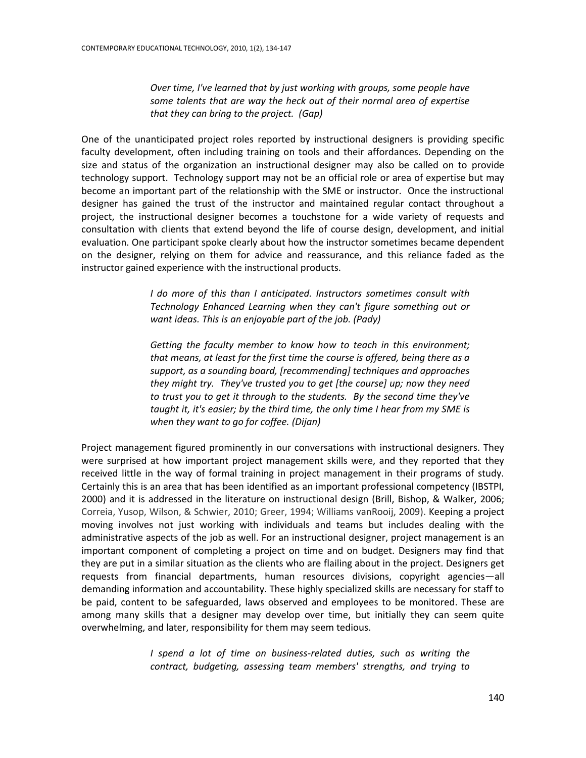> *Over time, I've learned that by just working with groups, some people have some talents that are way the heck out of their normal area of expertise that they can bring to the project. (Gap)*

One of the unanticipated project roles reported by instructional designers is providing specific faculty development, often including training on tools and their affordances. Depending on the size and status of the organization an instructional designer may also be called on to provide technology support. Technology support may not be an official role or area of expertise but may become an important part of the relationship with the SME or instructor. Once the instructional designer has gained the trust of the instructor and maintained regular contact throughout a project, the instructional designer becomes a touchstone for a wide variety of requests and consultation with clients that extend beyond the life of course design, development, and initial evaluation. One participant spoke clearly about how the instructor sometimes became dependent on the designer, relying on them for advice and reassurance, and this reliance faded as the instructor gained experience with the instructional products.

> *I do more of this than I anticipated. Instructors sometimes consult with Technology Enhanced Learning when they can't figure something out or want ideas. This is an enjoyable part of the job. (Pady)*

> *Getting the faculty member to know how to teach in this environment; that means, at least for the first time the course is offered, being there as a support, as a sounding board, [recommending] techniques and approaches they might try. They've trusted you to get [the course] up; now they need to trust you to get it through to the students. By the second time they've taught it, it's easier; by the third time, the only time I hear from my SME is when they want to go for coffee. (Dijan)*

Project management figured prominently in our conversations with instructional designers. They were surprised at how important project management skills were, and they reported that they received little in the way of formal training in project management in their programs of study. Certainly this is an area that has been identified as an important professional competency (IBSTPI, 2000) and it is addressed in the literature on instructional design (Brill, Bishop, & Walker, 2006; Correia, Yusop, Wilson, & Schwier, 2010; Greer, 1994; Williams vanRooij, 2009). Keeping a project moving involves not just working with individuals and teams but includes dealing with the administrative aspects of the job as well. For an instructional designer, project management is an important component of completing a project on time and on budget. Designers may find that they are put in a similar situation as the clients who are flailing about in the project. Designers get requests from financial departments, human resources divisions, copyright agencies—all demanding information and accountability. These highly specialized skills are necessary for staff to be paid, content to be safeguarded, laws observed and employees to be monitored. These are among many skills that a designer may develop over time, but initially they can seem quite overwhelming, and later, responsibility for them may seem tedious.

> *I spend a lot of time on business-related duties, such as writing the contract, budgeting, assessing team members' strengths, and trying to*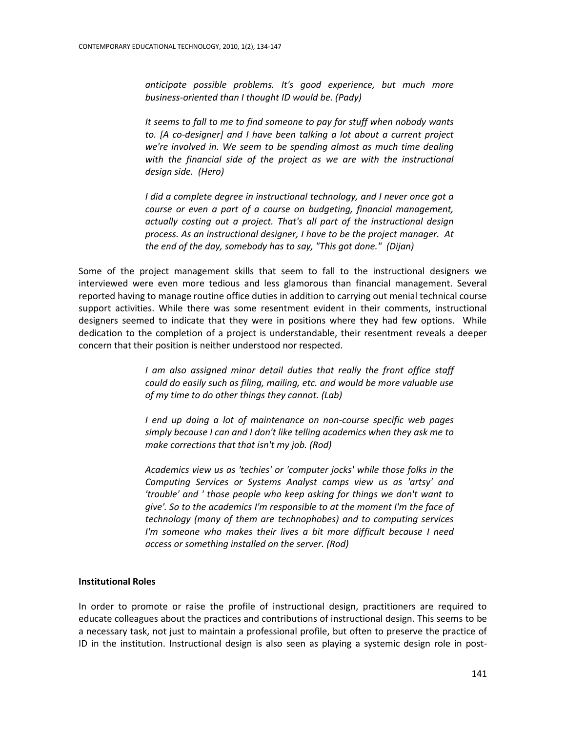*anticipate possible problems. It's good experience, but much more business-oriented than I thought ID would be. (Pady)*

*It seems to fall to me to find someone to pay for stuff when nobody wants to. [A co-designer] and I have been talking a lot about a current project we're involved in. We seem to be spending almost as much time dealing with the financial side of the project as we are with the instructional design side. (Hero)*

*I did a complete degree in instructional technology, and I never once got a course or even a part of a course on budgeting, financial management, actually costing out a project. That's all part of the instructional design process. As an instructional designer, I have to be the project manager. At the end of the day, somebody has to say, "This got done." (Dijan)*

Some of the project management skills that seem to fall to the instructional designers we interviewed were even more tedious and less glamorous than financial management. Several reported having to manage routine office duties in addition to carrying out menial technical course support activities. While there was some resentment evident in their comments, instructional designers seemed to indicate that they were in positions where they had few options. While dedication to the completion of a project is understandable, their resentment reveals a deeper concern that their position is neither understood nor respected.

*I am also assigned minor detail duties that really the front office staff could do easily such as filing, mailing, etc. and would be more valuable use of my time to do other things they cannot. (Lab)*

*I end up doing a lot of maintenance on non-course specific web pages simply because I can and I don't like telling academics when they ask me to make corrections that that isn't my job. (Rod)*

*Academics view us as 'techies' or 'computer jocks' while those folks in the Computing Services or Systems Analyst camps view us as 'artsy' and 'trouble' and ' those people who keep asking for things we don't want to give'. So to the academics I'm responsible to at the moment I'm the face of technology (many of them are technophobes) and to computing services I'm someone who makes their lives a bit more difficult because I need access or something installed on the server. (Rod)*

**Institutional Roles**

In order to promote or raise the profile of instructional design, practitioners are required to educate colleagues about the practices and contributions of instructional design. This seems to be a necessary task, not just to maintain a professional profile, but often to preserve the practice of ID in the institution. Instructional design is also seen as playing a systemic design role in post-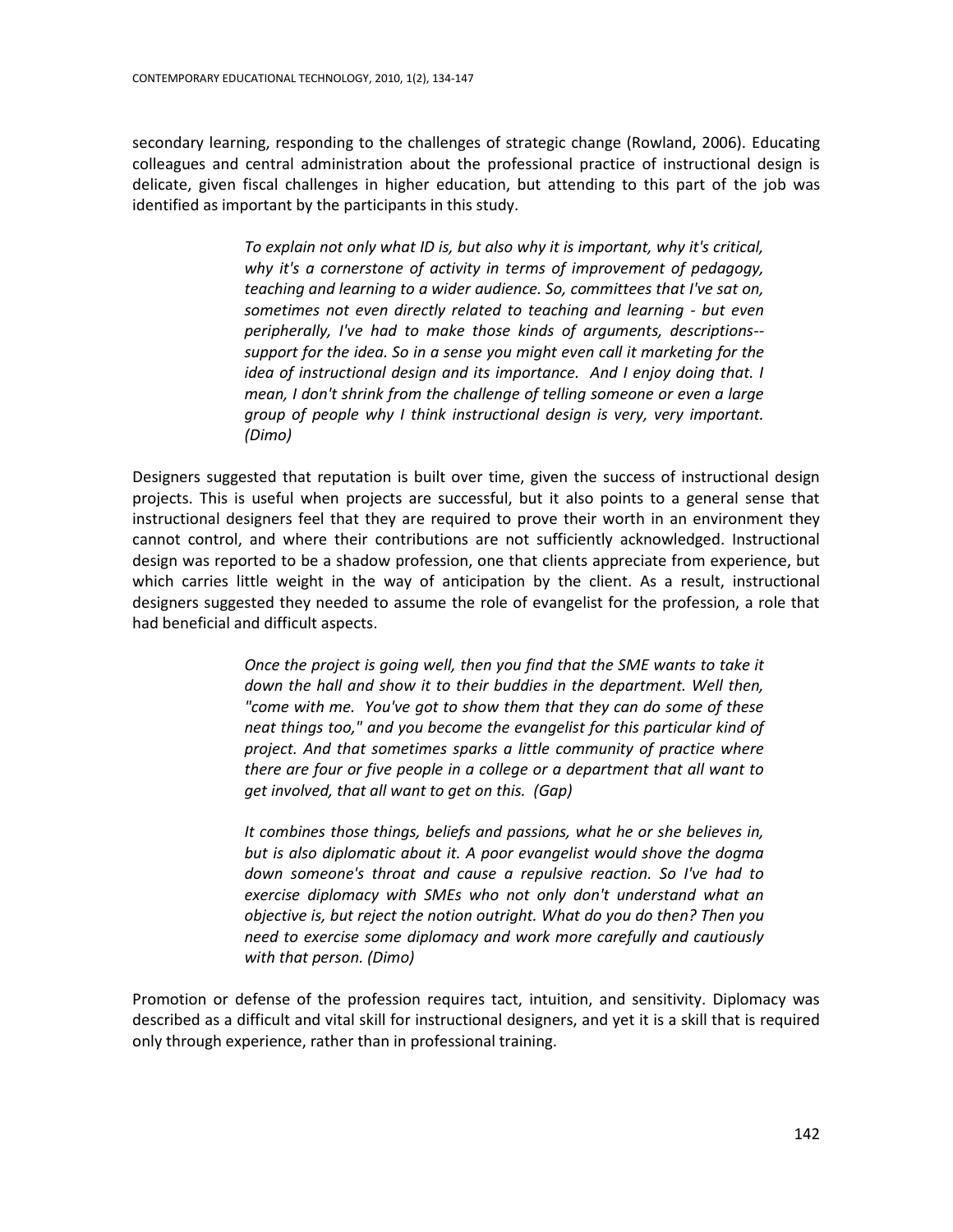secondary learning, responding to the challenges of strategic change (Rowland, 2006). Educating colleagues and central administration about the professional practice of instructional design is delicate, given fiscal challenges in higher education, but attending to this part of the job was identified as important by the participants in this study.

> *To explain not only what ID is, but also why it is important, why it's critical, why it's a cornerstone of activity in terms of improvement of pedagogy, teaching and learning to a wider audience. So, committees that I've sat on, sometimes not even directly related to teaching and learning - but even peripherally, I've had to make those kinds of arguments, descriptions--support for the idea. So in a sense you might even call it marketing for the idea of instructional design and its importance. And I enjoy doing that. I mean, I don't shrink from the challenge of telling someone or even a large group of people why I think instructional design is very, very important. (Dimo)*

Designers suggested that reputation is built over time, given the success of instructional design projects. This is useful when projects are successful, but it also points to a general sense that instructional designers feel that they are required to prove their worth in an environment they cannot control, and where their contributions are not sufficiently acknowledged. Instructional design was reported to be a shadow profession, one that clients appreciate from experience, but which carries little weight in the way of anticipation by the client. As a result, instructional designers suggested they needed to assume the role of evangelist for the profession, a role that had beneficial and difficult aspects.

> *Once the project is going well, then you find that the SME wants to take it down the hall and show it to their buddies in the department. Well then, "come with me. You've got to show them that they can do some of these neat things too," and you become the evangelist for this particular kind of project. And that sometimes sparks a little community of practice where there are four or five people in a college or a department that all want to get involved, that all want to get on this. (Gap)*

> *It combines those things, beliefs and passions, what he or she believes in, but is also diplomatic about it. A poor evangelist would shove the dogma down someone's throat and cause a repulsive reaction. So I've had to exercise diplomacy with SMEs who not only don't understand what an objective is, but reject the notion outright. What do you do then? Then you need to exercise some diplomacy and work more carefully and cautiously with that person. (Dimo)*

Promotion or defense of the profession requires tact, intuition, and sensitivity. Diplomacy was described as a difficult and vital skill for instructional designers, and yet it is a skill that is required only through experience, rather than in professional training.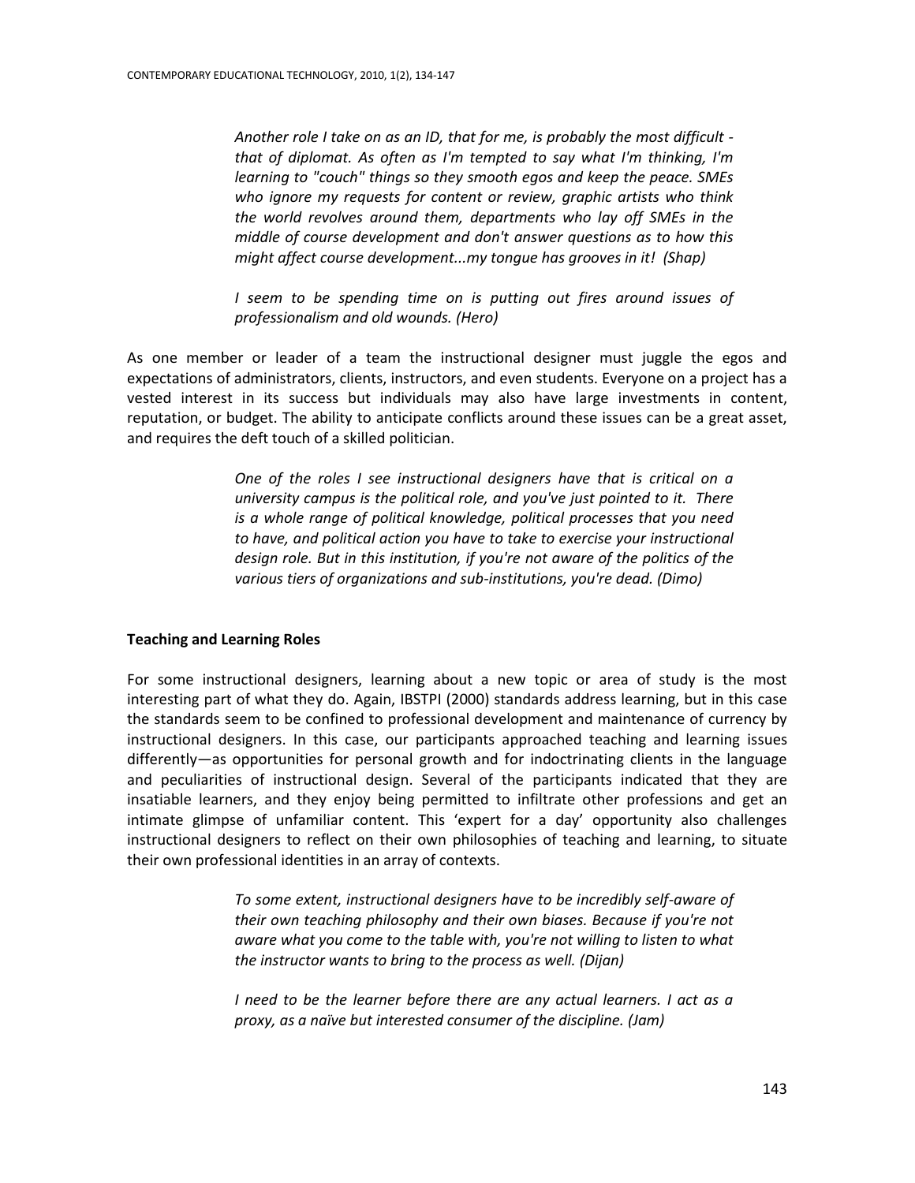> *Another role I take on as an ID, that for me, is probably the most difficult - that of diplomat. As often as I'm tempted to say what I'm thinking, I'm learning to "couch" things so they smooth egos and keep the peace. SMEs who ignore my requests for content or review, graphic artists who think the world revolves around them, departments who lay off SMEs in the middle of course development and don't answer questions as to how this might affect course development...my tongue has grooves in it! (Shap)*

> *I seem to be spending time on is putting out fires around issues of professionalism and old wounds. (Hero)*

As one member or leader of a team the instructional designer must juggle the egos and expectations of administrators, clients, instructors, and even students. Everyone on a project has a vested interest in its success but individuals may also have large investments in content, reputation, or budget. The ability to anticipate conflicts around these issues can be a great asset, and requires the deft touch of a skilled politician.

> *One of the roles I see instructional designers have that is critical on a university campus is the political role, and you've just pointed to it. There is a whole range of political knowledge, political processes that you need to have, and political action you have to take to exercise your instructional design role. But in this institution, if you're not aware of the politics of the various tiers of organizations and sub-institutions, you're dead. (Dimo)*

**Teaching and Learning Roles**

For some instructional designers, learning about a new topic or area of study is the most interesting part of what they do. Again, IBSTPI (2000) standards address learning, but in this case the standards seem to be confined to professional development and maintenance of currency by instructional designers. In this case, our participants approached teaching and learning issues differently—as opportunities for personal growth and for indoctrinating clients in the language and peculiarities of instructional design. Several of the participants indicated that they are insatiable learners, and they enjoy being permitted to infiltrate other professions and get an intimate glimpse of unfamiliar content. This 'expert for a day' opportunity also challenges instructional designers to reflect on their own philosophies of teaching and learning, to situate their own professional identities in an array of contexts.

> *To some extent, instructional designers have to be incredibly self-aware of their own teaching philosophy and their own biases. Because if you're not aware what you come to the table with, you're not willing to listen to what the instructor wants to bring to the process as well. (Dijan)*

> *I need to be the learner before there are any actual learners. I act as a proxy, as a naïve but interested consumer of the discipline. (Jam)*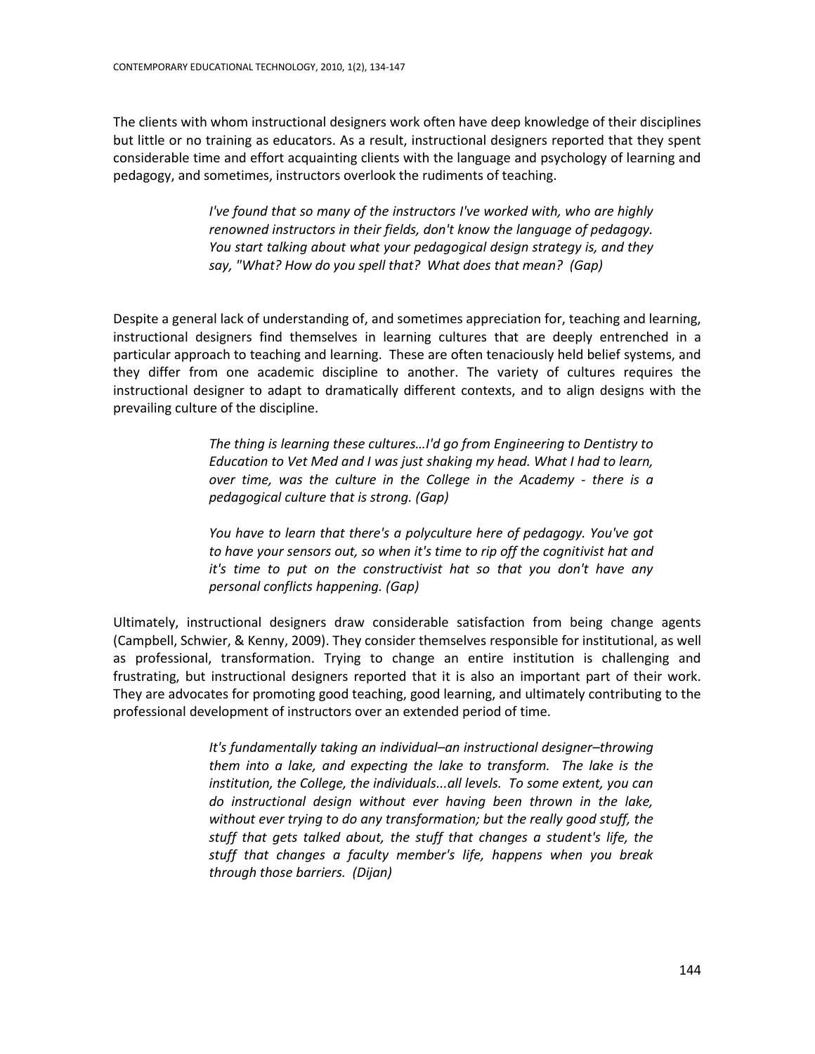The clients with whom instructional designers work often have deep knowledge of their disciplines but little or no training as educators. As a result, instructional designers reported that they spent considerable time and effort acquainting clients with the language and psychology of learning and pedagogy, and sometimes, instructors overlook the rudiments of teaching.

> *I've found that so many of the instructors I've worked with, who are highly renowned instructors in their fields, don't know the language of pedagogy. You start talking about what your pedagogical design strategy is, and they say, "What? How do you spell that? What does that mean? (Gap)*

Despite a general lack of understanding of, and sometimes appreciation for, teaching and learning, instructional designers find themselves in learning cultures that are deeply entrenched in a particular approach to teaching and learning. These are often tenaciously held belief systems, and they differ from one academic discipline to another. The variety of cultures requires the instructional designer to adapt to dramatically different contexts, and to align designs with the prevailing culture of the discipline.

> *The thing is learning these cultures…I'd go from Engineering to Dentistry to Education to Vet Med and I was just shaking my head. What I had to learn, over time, was the culture in the College in the Academy - there is a pedagogical culture that is strong. (Gap)*

> *You have to learn that there's a polyculture here of pedagogy. You've got to have your sensors out, so when it's time to rip off the cognitivist hat and it's time to put on the constructivist hat so that you don't have any personal conflicts happening. (Gap)*

Ultimately, instructional designers draw considerable satisfaction from being change agents (Campbell, Schwier, & Kenny, 2009). They consider themselves responsible for institutional, as well as professional, transformation. Trying to change an entire institution is challenging and frustrating, but instructional designers reported that it is also an important part of their work. They are advocates for promoting good teaching, good learning, and ultimately contributing to the professional development of instructors over an extended period of time.

> *It's fundamentally taking an individual–an instructional designer–throwing them into a lake, and expecting the lake to transform. The lake is the institution, the College, the individuals...all levels. To some extent, you can do instructional design without ever having been thrown in the lake, without ever trying to do any transformation; but the really good stuff, the stuff that gets talked about, the stuff that changes a student's life, the stuff that changes a faculty member's life, happens when you break through those barriers. (Dijan)*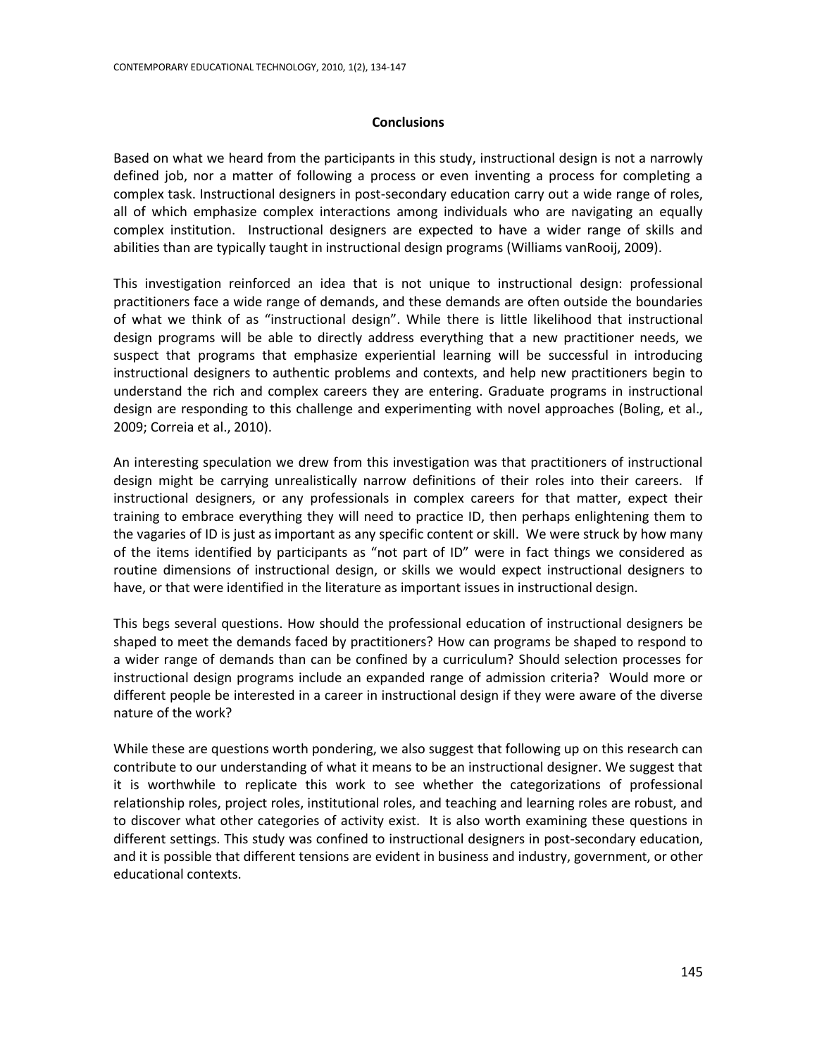## Conclusions

Based on what we heard from the participants in this study, instructional design is not a narrowly defined job, nor a matter of following a process or even inventing a process for completing a complex task. Instructional designers in post-secondary education carry out a wide range of roles, all of which emphasize complex interactions among individuals who are navigating an equally complex institution. Instructional designers are expected to have a wider range of skills and abilities than are typically taught in instructional design programs (Williams vanRooij, 2009).

This investigation reinforced an idea that is not unique to instructional design: professional practitioners face a wide range of demands, and these demands are often outside the boundaries of what we think of as "instructional design". While there is little likelihood that instructional design programs will be able to directly address everything that a new practitioner needs, we suspect that programs that emphasize experiential learning will be successful in introducing instructional designers to authentic problems and contexts, and help new practitioners begin to understand the rich and complex careers they are entering. Graduate programs in instructional design are responding to this challenge and experimenting with novel approaches (Boling, et al., 2009; Correia et al., 2010).

An interesting speculation we drew from this investigation was that practitioners of instructional design might be carrying unrealistically narrow definitions of their roles into their careers. If instructional designers, or any professionals in complex careers for that matter, expect their training to embrace everything they will need to practice ID, then perhaps enlightening them to the vagaries of ID is just as important as any specific content or skill. We were struck by how many of the items identified by participants as "not part of ID" were in fact things we considered as routine dimensions of instructional design, or skills we would expect instructional designers to have, or that were identified in the literature as important issues in instructional design.

This begs several questions. How should the professional education of instructional designers be shaped to meet the demands faced by practitioners? How can programs be shaped to respond to a wider range of demands than can be confined by a curriculum? Should selection processes for instructional design programs include an expanded range of admission criteria? Would more or different people be interested in a career in instructional design if they were aware of the diverse nature of the work?

While these are questions worth pondering, we also suggest that following up on this research can contribute to our understanding of what it means to be an instructional designer. We suggest that it is worthwhile to replicate this work to see whether the categorizations of professional relationship roles, project roles, institutional roles, and teaching and learning roles are robust, and to discover what other categories of activity exist. It is also worth examining these questions in different settings. This study was confined to instructional designers in post-secondary education, and it is possible that different tensions are evident in business and industry, government, or other educational contexts.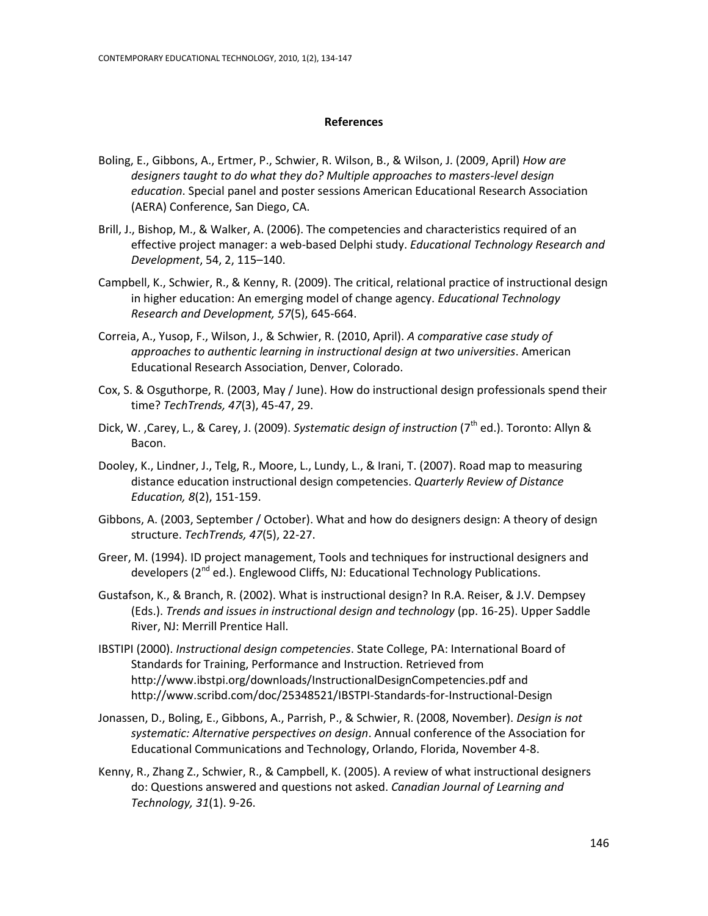## References

Boling, E., Gibbons, A., Ertmer, P., Schwier, R. Wilson, B., & Wilson, J. (2009, April) *How are designers taught to do what they do? Multiple approaches to masters-level design education*. Special panel and poster sessions American Educational Research Association (AERA) Conference, San Diego, CA.

Brill, J., Bishop, M., & Walker, A. (2006). The competencies and characteristics required of an effective project manager: a web-based Delphi study. *Educational Technology Research and Development*, 54, 2, 115–140.

Campbell, K., Schwier, R., & Kenny, R. (2009). The critical, relational practice of instructional design in higher education: An emerging model of change agency. *Educational Technology Research and Development, 57*(5), 645-664.

Correia, A., Yusop, F., Wilson, J., & Schwier, R. (2010, April). *A comparative case study of approaches to authentic learning in instructional design at two universities*. American Educational Research Association, Denver, Colorado.

Cox, S. & Osguthorpe, R. (2003, May / June). How do instructional design professionals spend their time? *TechTrends, 47*(3), 45-47, 29.

Dick, W. ,Carey, L., & Carey, J. (2009). *Systematic design of instruction* (7th ed.). Toronto: Allyn & Bacon.

Dooley, K., Lindner, J., Telg, R., Moore, L., Lundy, L., & Irani, T. (2007). Road map to measuring distance education instructional design competencies. *Quarterly Review of Distance Education, 8*(2), 151-159.

Gibbons, A. (2003, September / October). What and how do designers design: A theory of design structure. *TechTrends, 47*(5), 22-27.

Greer, M. (1994). ID project management, Tools and techniques for instructional designers and developers (2nd ed.). Englewood Cliffs, NJ: Educational Technology Publications.

Gustafson, K., & Branch, R. (2002). What is instructional design? In R.A. Reiser, & J.V. Dempsey (Eds.). *Trends and issues in instructional design and technology* (pp. 16-25). Upper Saddle River, NJ: Merrill Prentice Hall.

IBSTIPI (2000). *Instructional design competencies*. State College, PA: International Board of Standards for Training, Performance and Instruction. Retrieved from http://www.ibstpi.org/downloads/InstructionalDesignCompetencies.pdf and http://www.scribd.com/doc/25348521/IBSTPI-Standards-for-Instructional-Design

Jonassen, D., Boling, E., Gibbons, A., Parrish, P., & Schwier, R. (2008, November). *Design is not systematic: Alternative perspectives on design*. Annual conference of the Association for Educational Communications and Technology, Orlando, Florida, November 4-8.

Kenny, R., Zhang Z., Schwier, R., & Campbell, K. (2005). A review of what instructional designers do: Questions answered and questions not asked. *Canadian Journal of Learning and Technology, 31*(1). 9-26.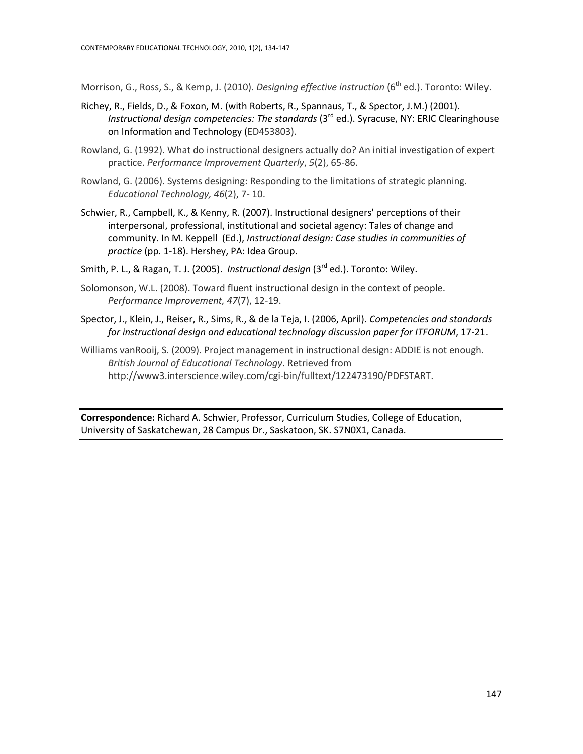Morrison, G., Ross, S., & Kemp, J. (2010). *Designing effective instruction* (6th ed.). Toronto: Wiley.

Richey, R., Fields, D., & Foxon, M. (with Roberts, R., Spannaus, T., & Spector, J.M.) (2001). *Instructional design competencies: The standards* (3rd ed.). Syracuse, NY: ERIC Clearinghouse on Information and Technology (ED453803).

Rowland, G. (1992). What do instructional designers actually do? An initial investigation of expert practice. *Performance Improvement Quarterly*, *5*(2), 65-86.

Rowland, G. (2006). Systems designing: Responding to the limitations of strategic planning. *Educational Technology, 46*(2), 7- 10.

Schwier, R., Campbell, K., & Kenny, R. (2007). Instructional designers' perceptions of their interpersonal, professional, institutional and societal agency: Tales of change and community. In M. Keppell (Ed.), *Instructional design: Case studies in communities of practice* (pp. 1-18). Hershey, PA: Idea Group.

Smith, P. L., & Ragan, T. J. (2005). *Instructional design* (3rd ed.). Toronto: Wiley.

Solomonson, W.L. (2008). Toward fluent instructional design in the context of people. *Performance Improvement, 47*(7), 12-19.

Spector, J., Klein, J., Reiser, R., Sims, R., & de la Teja, I. (2006, April). *Competencies and standards for instructional design and educational technology discussion paper for ITFORUM*, 17-21.

Williams vanRooij, S. (2009). Project management in instructional design: ADDIE is not enough. *British Journal of Educational Technology*. Retrieved from http://www3.interscience.wiley.com/cgi-bin/fulltext/122473190/PDFSTART.

---

**Correspondence:** Richard A. Schwier, Professor, Curriculum Studies, College of Education, University of Saskatchewan, 28 Campus Dr., Saskatoon, SK. S7N0X1, Canada.